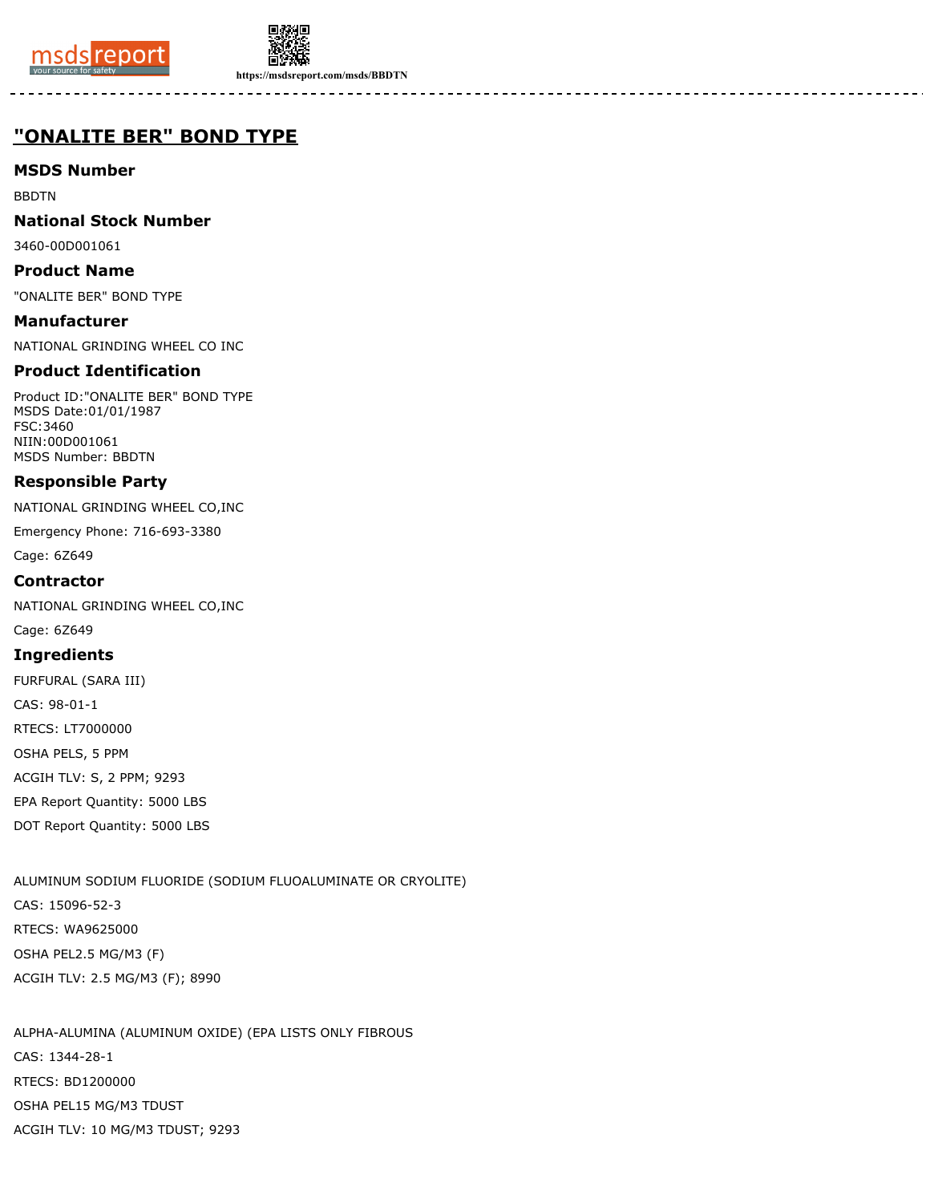# "ONALITE BER" BOND TYPE

## MSDS Number

BBDTN

## National Stock Number

3460-00D001061

## Product Name

"ONALITE BER" BOND TYPE

## Manufacturer

NATIONAL GRINDING WHEEL CO INC

## Product Identification

Product ID:"ONALITE BER" BOND TYPE
MSDS Date:01/01/1987
FSC:3460
NIIN:00D001061
MSDS Number: BBDTN

## Responsible Party

NATIONAL GRINDING WHEEL CO,INC

Emergency Phone: 716-693-3380

Cage: 6Z649

## Contractor

NATIONAL GRINDING WHEEL CO,INC

Cage: 6Z649

## Ingredients

FURFURAL (SARA III)

CAS: 98-01-1

RTECS: LT7000000

OSHA PELS, 5 PPM

ACGIH TLV: S, 2 PPM; 9293

EPA Report Quantity: 5000 LBS

DOT Report Quantity: 5000 LBS

ALUMINUM SODIUM FLUORIDE (SODIUM FLUOALUMINATE OR CRYOLITE)

CAS: 15096-52-3

RTECS: WA9625000

OSHA PEL2.5 MG/M3 (F)

ACGIH TLV: 2.5 MG/M3 (F); 8990

ALPHA-ALUMINA (ALUMINUM OXIDE) (EPA LISTS ONLY FIBROUS

CAS: 1344-28-1

RTECS: BD1200000

OSHA PEL15 MG/M3 TDUST

ACGIH TLV: 10 MG/M3 TDUST; 9293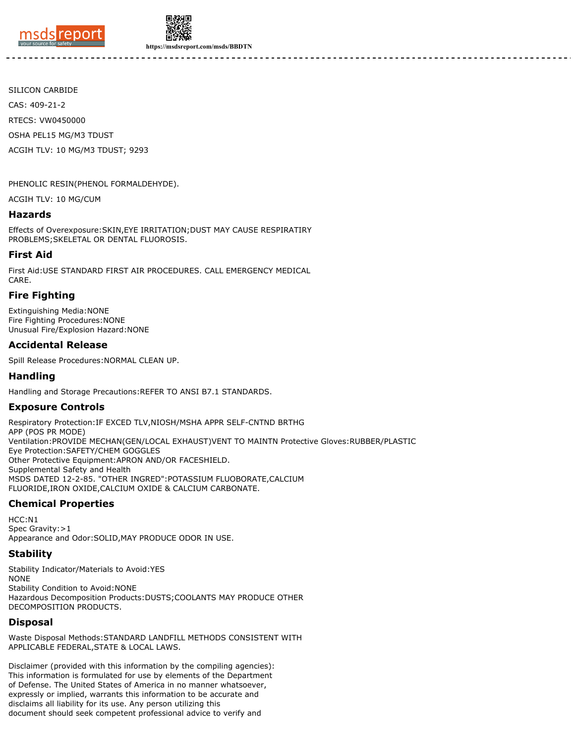SILICON CARBIDE

CAS: 409-21-2

RTECS: VW0450000

OSHA PEL15 MG/M3 TDUST

ACGIH TLV: 10 MG/M3 TDUST; 9293

PHENOLIC RESIN(PHENOL FORMALDEHYDE).

ACGIH TLV: 10 MG/CUM

## Hazards

Effects of Overexposure:SKIN,EYE IRRITATION;DUST MAY CAUSE RESPIRATIRY PROBLEMS;SKELETAL OR DENTAL FLUOROSIS.

## First Aid

First Aid:USE STANDARD FIRST AIR PROCEDURES. CALL EMERGENCY MEDICAL CARE.

## Fire Fighting

Extinguishing Media:NONE
Fire Fighting Procedures:NONE
Unusual Fire/Explosion Hazard:NONE

## Accidental Release

Spill Release Procedures:NORMAL CLEAN UP.

## Handling

Handling and Storage Precautions:REFER TO ANSI B7.1 STANDARDS.

## Exposure Controls

Respiratory Protection:IF EXCED TLV,NIOSH/MSHA APPR SELF-CNTND BRTHG APP (POS PR MODE)
Ventilation:PROVIDE MECHAN(GEN/LOCAL EXHAUST)VENT TO MAINTN Protective Gloves:RUBBER/PLASTIC
Eye Protection:SAFETY/CHEM GOGGLES
Other Protective Equipment:APRON AND/OR FACESHIELD.
Supplemental Safety and Health
MSDS DATED 12-2-85. "OTHER INGRED":POTASSIUM FLUOBORATE,CALCIUM FLUORIDE,IRON OXIDE,CALCIUM OXIDE & CALCIUM CARBONATE.

## Chemical Properties

HCC:N1
Spec Gravity:>1
Appearance and Odor:SOLID,MAY PRODUCE ODOR IN USE.

## Stability

Stability Indicator/Materials to Avoid:YES
NONE
Stability Condition to Avoid:NONE
Hazardous Decomposition Products:DUSTS;COOLANTS MAY PRODUCE OTHER DECOMPOSITION PRODUCTS.

## Disposal

Waste Disposal Methods:STANDARD LANDFILL METHODS CONSISTENT WITH APPLICABLE FEDERAL,STATE & LOCAL LAWS.

Disclaimer (provided with this information by the compiling agencies): This information is formulated for use by elements of the Department of Defense. The United States of America in no manner whatsoever, expressly or implied, warrants this information to be accurate and disclaims all liability for its use. Any person utilizing this document should seek competent professional advice to verify and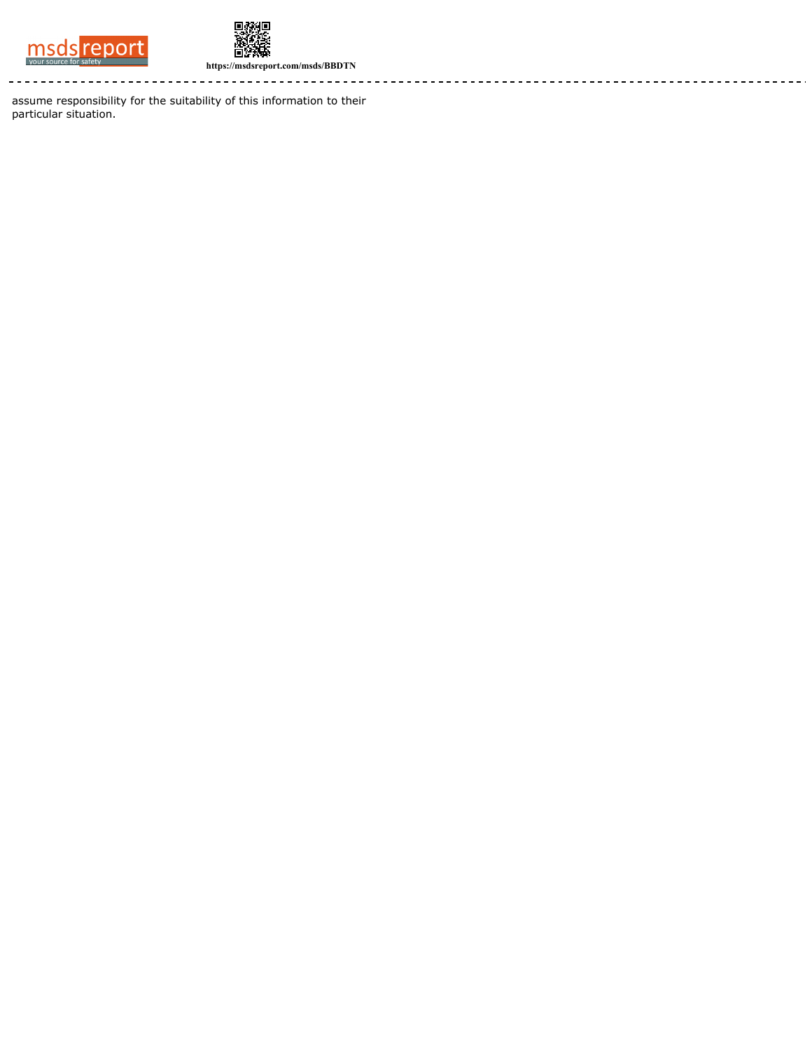assume responsibility for the suitability of this information to their particular situation.